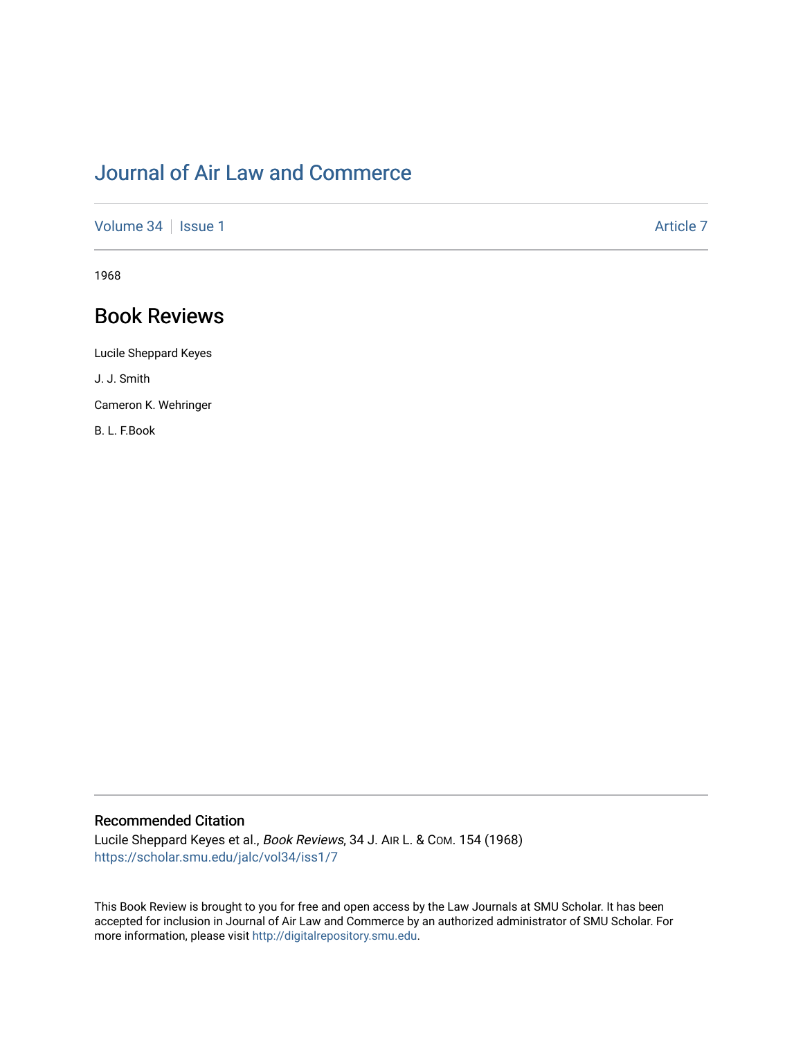# Journal of Air Law and Commerce

Volume 34 | Issue 1 | Article 7

1968

## Book Reviews

Lucile Sheppard Keyes

J. J. Smith

Cameron K. Wehringer

B. L. F.Book

### Recommended Citation

Lucile Sheppard Keyes et al., *Book Reviews*, 34 J. AIR L. & COM. 154 (1968)
https://scholar.smu.edu/jalc/vol34/iss1/7

This Book Review is brought to you for free and open access by the Law Journals at SMU Scholar. It has been accepted for inclusion in Journal of Air Law and Commerce by an authorized administrator of SMU Scholar. For more information, please visit http://digitalrepository.smu.edu.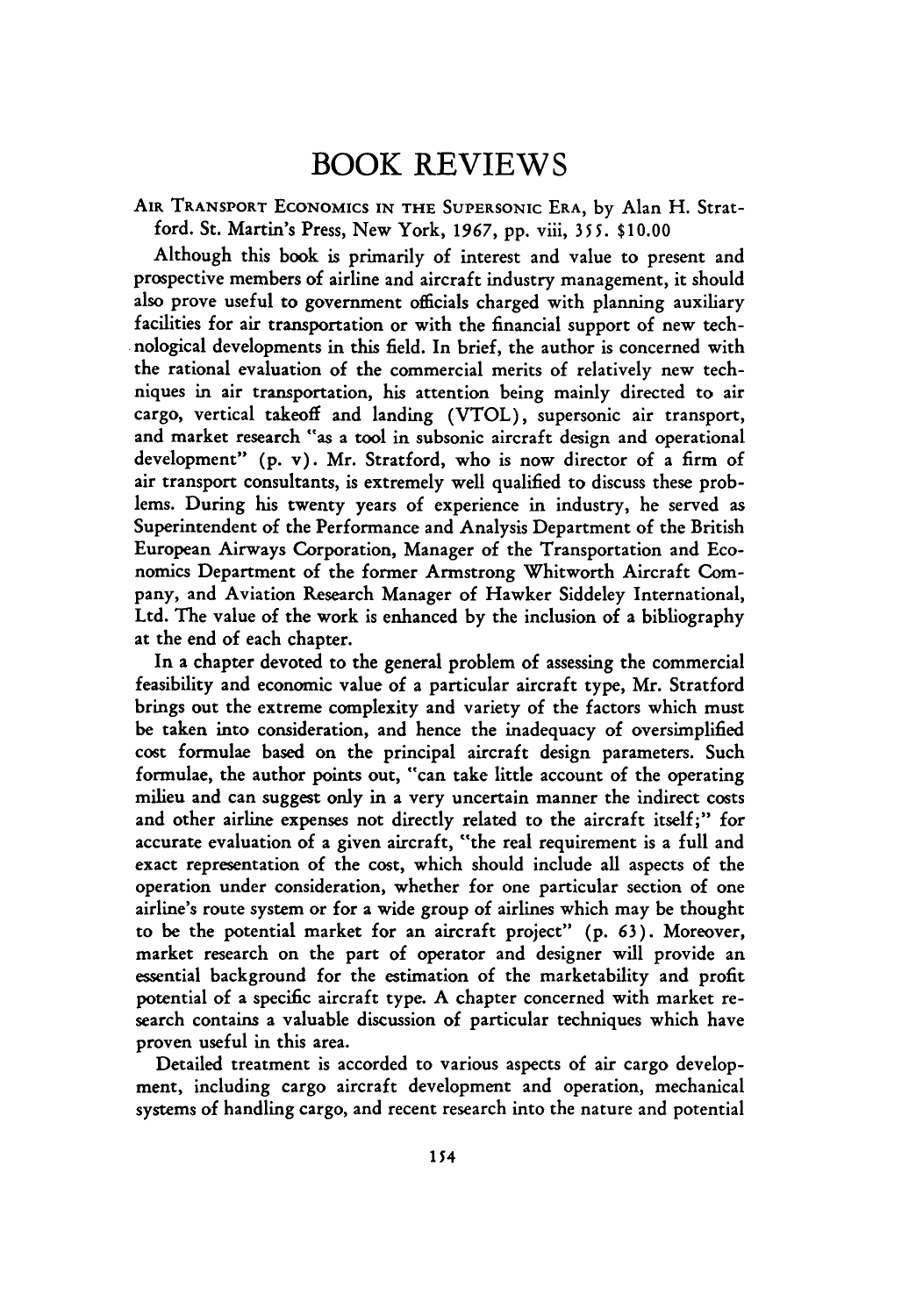# BOOK REVIEWS

AIR TRANSPORT ECONOMICS IN THE SUPERSONIC ERA, by Alan H. Stratford. St. Martin's Press, New York, 1967, pp. viii, 355. $10.00

Although this book is primarily of interest and value to present and prospective members of airline and aircraft industry management, it should also prove useful to government officials charged with planning auxiliary facilities for air transportation or with the financial support of new technological developments in this field. In brief, the author is concerned with the rational evaluation of the commercial merits of relatively new techniques in air transportation, his attention being mainly directed to air cargo, vertical takeoff and landing (VTOL), supersonic air transport, and market research "as a tool in subsonic aircraft design and operational development" (p. v). Mr. Stratford, who is now director of a firm of air transport consultants, is extremely well qualified to discuss these problems. During his twenty years of experience in industry, he served as Superintendent of the Performance and Analysis Department of the British European Airways Corporation, Manager of the Transportation and Economics Department of the former Armstrong Whitworth Aircraft Company, and Aviation Research Manager of Hawker Siddeley International, Ltd. The value of the work is enhanced by the inclusion of a bibliography at the end of each chapter.

In a chapter devoted to the general problem of assessing the commercial feasibility and economic value of a particular aircraft type, Mr. Stratford brings out the extreme complexity and variety of the factors which must be taken into consideration, and hence the inadequacy of oversimplified cost formulae based on the principal aircraft design parameters. Such formulae, the author points out, "can take little account of the operating milieu and can suggest only in a very uncertain manner the indirect costs and other airline expenses not directly related to the aircraft itself;" for accurate evaluation of a given aircraft, "the real requirement is a full and exact representation of the cost, which should include all aspects of the operation under consideration, whether for one particular section of one airline's route system or for a wide group of airlines which may be thought to be the potential market for an aircraft project" (p. 63). Moreover, market research on the part of operator and designer will provide an essential background for the estimation of the marketability and profit potential of a specific aircraft type. A chapter concerned with market research contains a valuable discussion of particular techniques which have proven useful in this area.

Detailed treatment is accorded to various aspects of air cargo development, including cargo aircraft development and operation, mechanical systems of handling cargo, and recent research into the nature and potential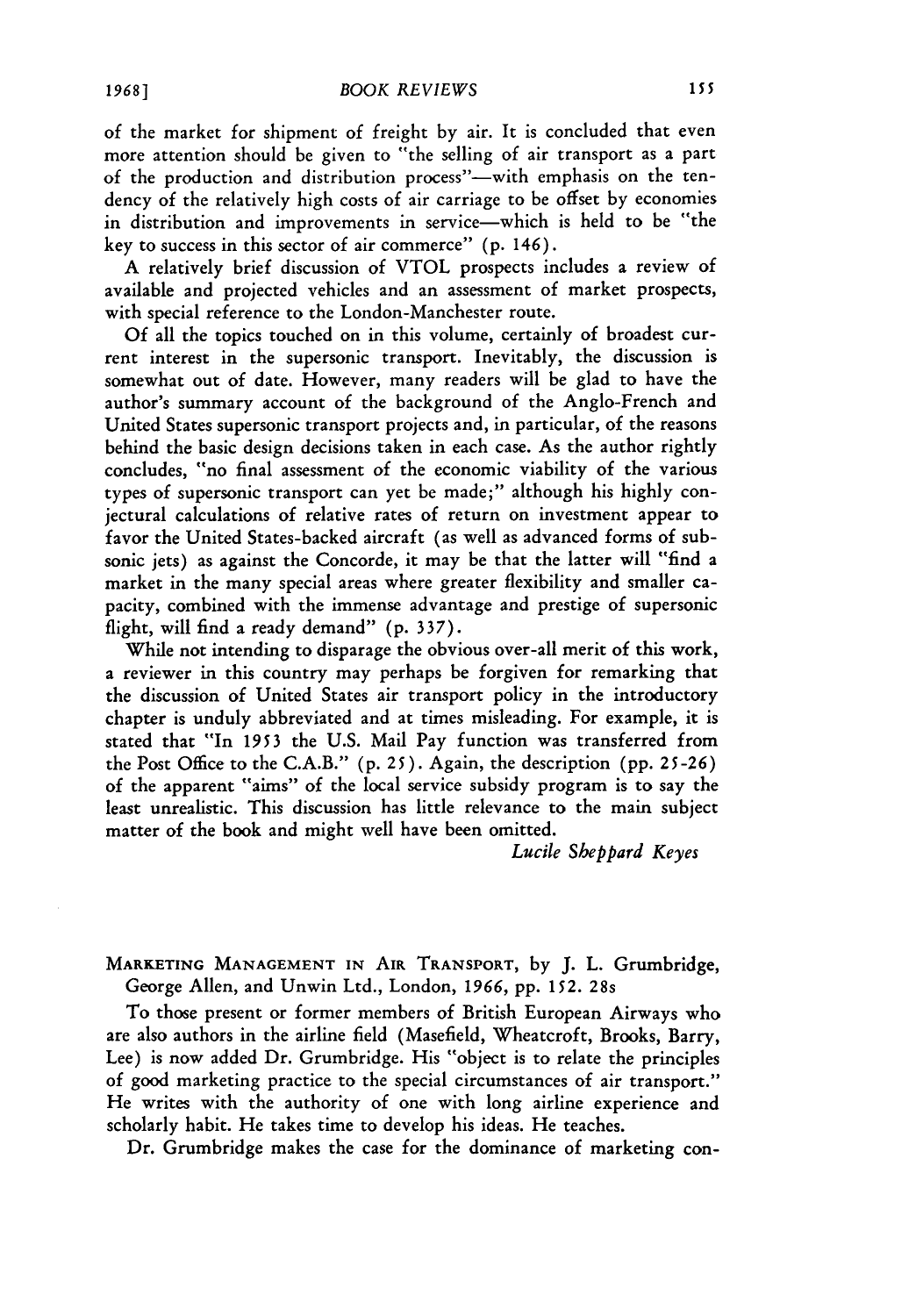of the market for shipment of freight by air. It is concluded that even more attention should be given to "the selling of air transport as a part of the production and distribution process"—with emphasis on the tendency of the relatively high costs of air carriage to be offset by economies in distribution and improvements in service—which is held to be "the key to success in this sector of air commerce" (p. 146).

A relatively brief discussion of VTOL prospects includes a review of available and projected vehicles and an assessment of market prospects, with special reference to the London-Manchester route.

Of all the topics touched on in this volume, certainly of broadest current interest in the supersonic transport. Inevitably, the discussion is somewhat out of date. However, many readers will be glad to have the author's summary account of the background of the Anglo-French and United States supersonic transport projects and, in particular, of the reasons behind the basic design decisions taken in each case. As the author rightly concludes, "no final assessment of the economic viability of the various types of supersonic transport can yet be made;" although his highly conjectural calculations of relative rates of return on investment appear to favor the United States-backed aircraft (as well as advanced forms of subsonic jets) as against the Concorde, it may be that the latter will "find a market in the many special areas where greater flexibility and smaller capacity, combined with the immense advantage and prestige of supersonic flight, will find a ready demand" (p. 337).

While not intending to disparage the obvious over-all merit of this work, a reviewer in this country may perhaps be forgiven for remarking that the discussion of United States air transport policy in the introductory chapter is unduly abbreviated and at times misleading. For example, it is stated that "In 1953 the U.S. Mail Pay function was transferred from the Post Office to the C.A.B." (p. 25). Again, the description (pp. 25-26) of the apparent "aims" of the local service subsidy program is to say the least unrealistic. This discussion has little relevance to the main subject matter of the book and might well have been omitted.

*Lucile Sheppard Keyes*

MARKETING MANAGEMENT IN AIR TRANSPORT, by J. L. Grumbridge, George Allen, and Unwin Ltd., London, 1966, pp. 152. 28s

To those present or former members of British European Airways who are also authors in the airline field (Masefield, Wheatcroft, Brooks, Barry, Lee) is now added Dr. Grumbridge. His "object is to relate the principles of good marketing practice to the special circumstances of air transport." He writes with the authority of one with long airline experience and scholarly habit. He takes time to develop his ideas. He teaches.

Dr. Grumbridge makes the case for the dominance of marketing con-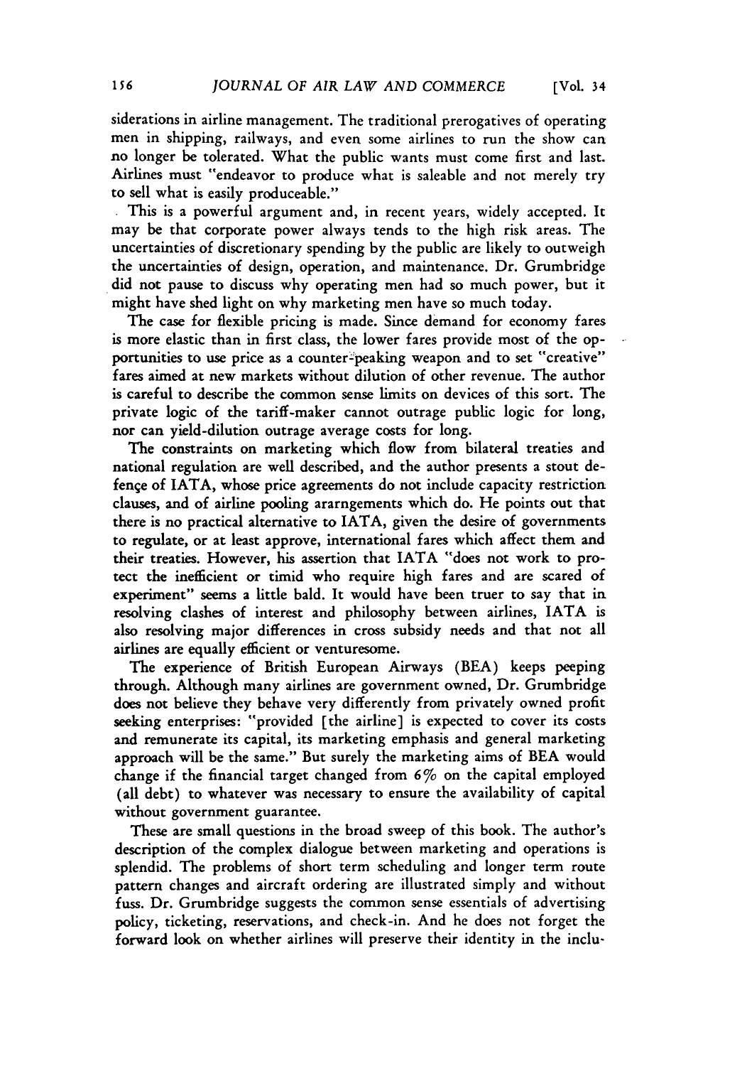siderations in airline management. The traditional prerogatives of operating men in shipping, railways, and even some airlines to run the show can no longer be tolerated. What the public wants must come first and last. Airlines must "endeavor to produce what is saleable and not merely try to sell what is easily produceable."

This is a powerful argument and, in recent years, widely accepted. It may be that corporate power always tends to the high risk areas. The uncertainties of discretionary spending by the public are likely to outweigh the uncertainties of design, operation, and maintenance. Dr. Grumbridge did not pause to discuss why operating men had so much power, but it might have shed light on why marketing men have so much today.

The case for flexible pricing is made. Since demand for economy fares is more elastic than in first class, the lower fares provide most of the opportunities to use price as a counter-peaking weapon and to set "creative" fares aimed at new markets without dilution of other revenue. The author is careful to describe the common sense limits on devices of this sort. The private logic of the tariff-maker cannot outrage public logic for long, nor can yield-dilution outrage average costs for long.

The constraints on marketing which flow from bilateral treaties and national regulation are well described, and the author presents a stout defençe of IATA, whose price agreements do not include capacity restriction clauses, and of airline pooling ararngements which do. He points out that there is no practical alternative to IATA, given the desire of governments to regulate, or at least approve, international fares which affect them and their treaties. However, his assertion that IATA "does not work to protect the inefficient or timid who require high fares and are scared of experiment" seems a little bald. It would have been truer to say that in resolving clashes of interest and philosophy between airlines, IATA is also resolving major differences in cross subsidy needs and that not all airlines are equally efficient or venturesome.

The experience of British European Airways (BEA) keeps peeping through. Although many airlines are government owned, Dr. Grumbridge does not believe they behave very differently from privately owned profit seeking enterprises: "provided [the airline] is expected to cover its costs and remunerate its capital, its marketing emphasis and general marketing approach will be the same." But surely the marketing aims of BEA would change if the financial target changed from 6% on the capital employed (all debt) to whatever was necessary to ensure the availability of capital without government guarantee.

These are small questions in the broad sweep of this book. The author's description of the complex dialogue between marketing and operations is splendid. The problems of short term scheduling and longer term route pattern changes and aircraft ordering are illustrated simply and without fuss. Dr. Grumbridge suggests the common sense essentials of advertising policy, ticketing, reservations, and check-in. And he does not forget the forward look on whether airlines will preserve their identity in the inclu-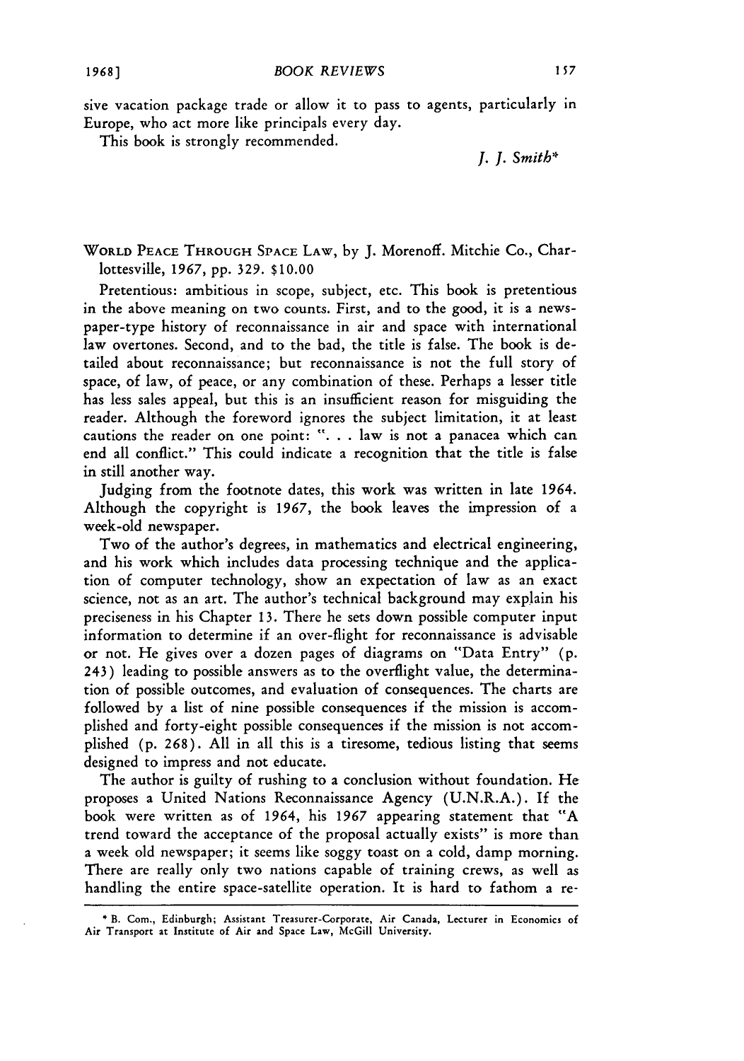sive vacation package trade or allow it to pass to agents, particularly in Europe, who act more like principals every day.

This book is strongly recommended.

*J. J. Smith**

WORLD PEACE THROUGH SPACE LAW, by J. Morenoff. Mitchie Co., Charlottesville, 1967, pp. 329. $10.00

Pretentious: ambitious in scope, subject, etc. This book is pretentious in the above meaning on two counts. First, and to the good, it is a newspaper-type history of reconnaissance in air and space with international law overtones. Second, and to the bad, the title is false. The book is detailed about reconnaissance; but reconnaissance is not the full story of space, of law, of peace, or any combination of these. Perhaps a lesser title has less sales appeal, but this is an insufficient reason for misguiding the reader. Although the foreword ignores the subject limitation, it at least cautions the reader on one point: ". . . law is not a panacea which can end all conflict." This could indicate a recognition that the title is false in still another way.

Judging from the footnote dates, this work was written in late 1964. Although the copyright is 1967, the book leaves the impression of a week-old newspaper.

Two of the author's degrees, in mathematics and electrical engineering, and his work which includes data processing technique and the application of computer technology, show an expectation of law as an exact science, not as an art. The author's technical background may explain his preciseness in his Chapter 13. There he sets down possible computer input information to determine if an over-flight for reconnaissance is advisable or not. He gives over a dozen pages of diagrams on "Data Entry" (p. 243) leading to possible answers as to the overflight value, the determination of possible outcomes, and evaluation of consequences. The charts are followed by a list of nine possible consequences if the mission is accomplished and forty-eight possible consequences if the mission is not accomplished (p. 268). All in all this is a tiresome, tedious listing that seems designed to impress and not educate.

The author is guilty of rushing to a conclusion without foundation. He proposes a United Nations Reconnaissance Agency (U.N.R.A.). If the book were written as of 1964, his 1967 appearing statement that "A trend toward the acceptance of the proposal actually exists" is more than a week old newspaper; it seems like soggy toast on a cold, damp morning. There are really only two nations capable of training crews, as well as handling the entire space-satellite operation. It is hard to fathom a re-

* B. Com., Edinburgh; Assistant Treasurer-Corporate, Air Canada, Lecturer in Economics of Air Transport at Institute of Air and Space Law, McGill University.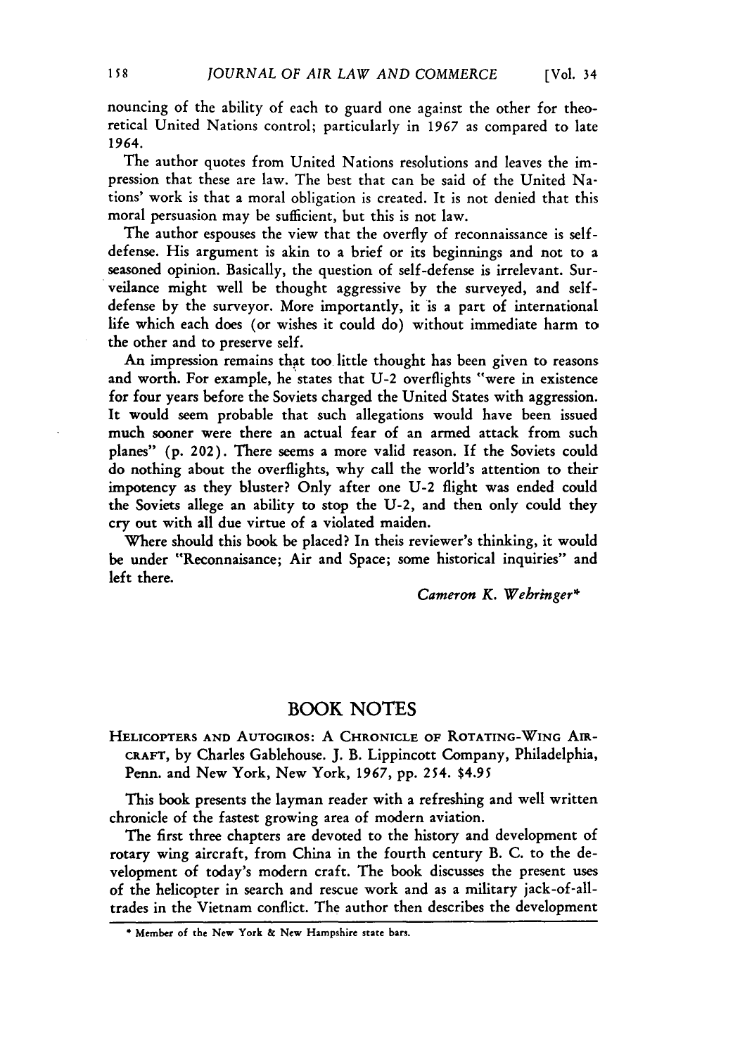nouncing of the ability of each to guard one against the other for theoretical United Nations control; particularly in 1967 as compared to late 1964.

The author quotes from United Nations resolutions and leaves the impression that these are law. The best that can be said of the United Nations' work is that a moral obligation is created. It is not denied that this moral persuasion may be sufficient, but this is not law.

The author espouses the view that the overfly of reconnaissance is self-defense. His argument is akin to a brief or its beginnings and not to a seasoned opinion. Basically, the question of self-defense is irrelevant. Surveilance might well be thought aggressive by the surveyed, and self-defense by the surveyor. More importantly, it is a part of international life which each does (or wishes it could do) without immediate harm to the other and to preserve self.

An impression remains that too little thought has been given to reasons and worth. For example, he states that U-2 overflights "were in existence for four years before the Soviets charged the United States with aggression. It would seem probable that such allegations would have been issued much sooner were there an actual fear of an armed attack from such planes" (p. 202). There seems a more valid reason. If the Soviets could do nothing about the overflights, why call the world's attention to their impotency as they bluster? Only after one U-2 flight was ended could the Soviets allege an ability to stop the U-2, and then only could they cry out with all due virtue of a violated maiden.

Where should this book be placed? In theis reviewer's thinking, it would be under "Reconnaisance; Air and Space; some historical inquiries" and left there.

*Cameron K. Wehringer\**

## BOOK NOTES

HELICOPTERS AND AUTOGIROS: A CHRONICLE OF ROTATING-WING AIRCRAFT, by Charles Gablehouse. J. B. Lippincott Company, Philadelphia, Penn. and New York, New York, 1967, pp. 254. $4.95

This book presents the layman reader with a refreshing and well written chronicle of the fastest growing area of modern aviation.

The first three chapters are devoted to the history and development of rotary wing aircraft, from China in the fourth century B. C. to the development of today's modern craft. The book discusses the present uses of the helicopter in search and rescue work and as a military jack-of-all-trades in the Vietnam conflict. The author then describes the development

\* Member of the New York & New Hampshire state bars.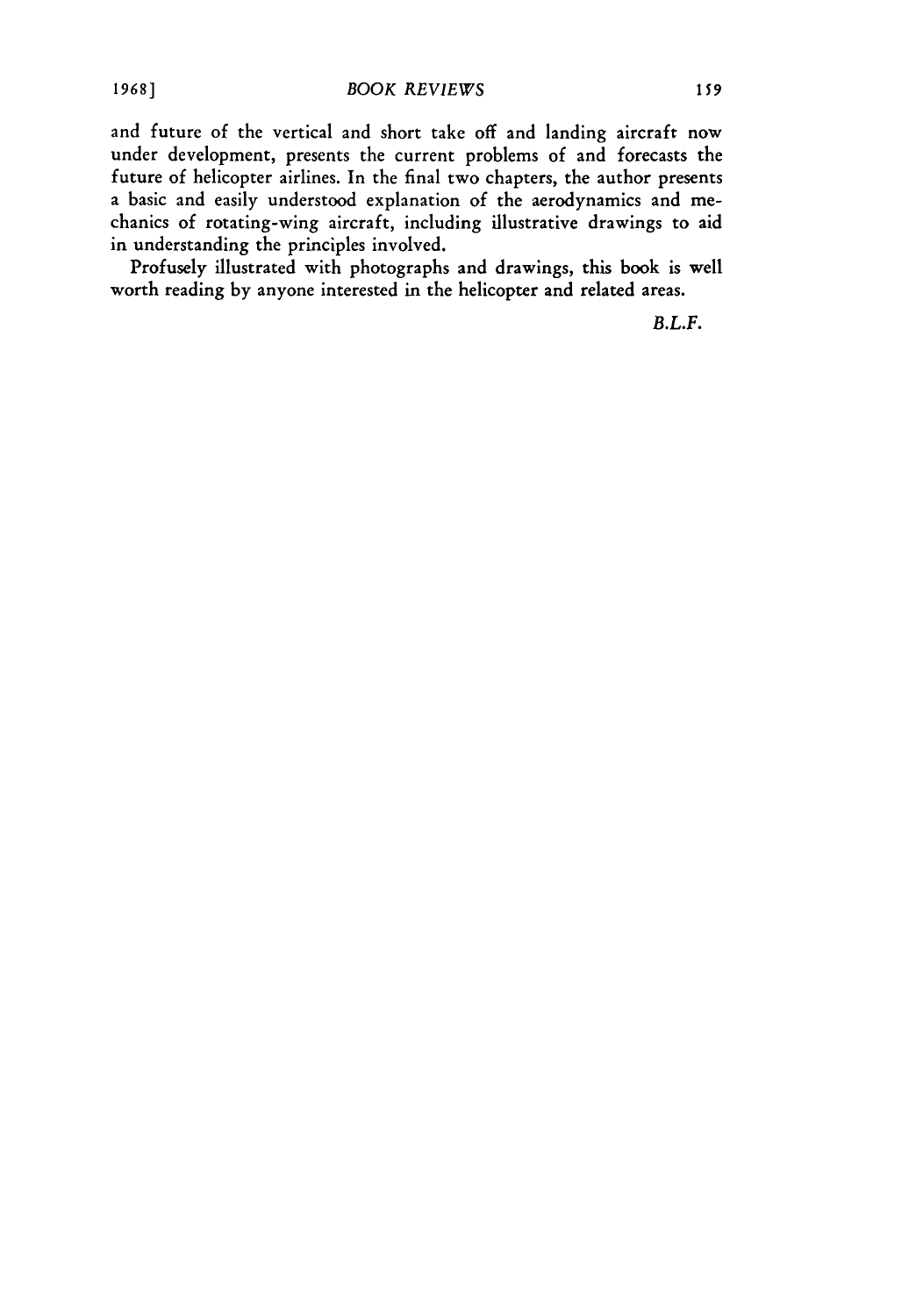and future of the vertical and short take off and landing aircraft now under development, presents the current problems of and forecasts the future of helicopter airlines. In the final two chapters, the author presents a basic and easily understood explanation of the aerodynamics and mechanics of rotating-wing aircraft, including illustrative drawings to aid in understanding the principles involved.

Profusely illustrated with photographs and drawings, this book is well worth reading by anyone interested in the helicopter and related areas.

*B.L.F.*